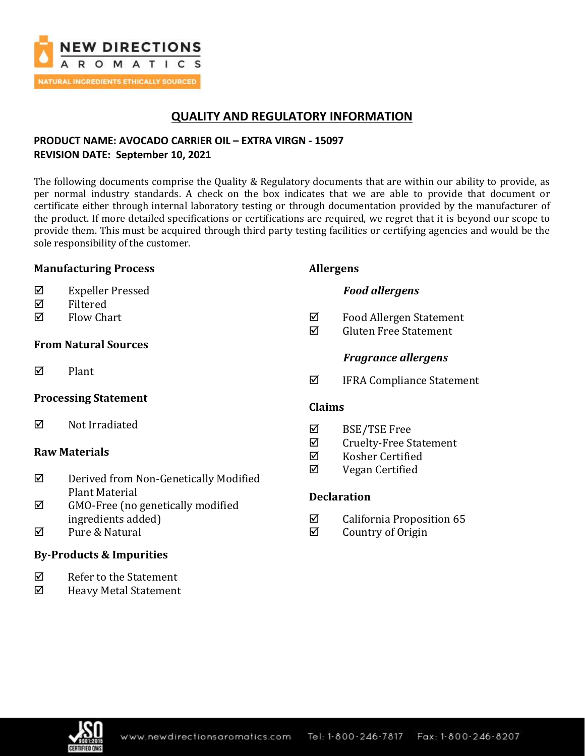NEW DIRECTIONS AROMATICS

NATURAL INGREDIENTS ETHICALLY SOURCED

# QUALITY AND REGULATORY INFORMATION

**PRODUCT NAME: AVOCADO CARRIER OIL – EXTRA VIRGN - 15097**
**REVISION DATE: September 10, 2021**

The following documents comprise the Quality & Regulatory documents that are within our ability to provide, as per normal industry standards. A check on the box indicates that we are able to provide that document or certificate either through internal laboratory testing or through documentation provided by the manufacturer of the product. If more detailed specifications or certifications are required, we regret that it is beyond our scope to provide them. This must be acquired through third party testing facilities or certifying agencies and would be the sole responsibility of the customer.

### Manufacturing Process

- ☑ Expeller Pressed
- ☑ Filtered
- ☑ Flow Chart

### From Natural Sources

- ☑ Plant

### Processing Statement

- ☑ Not Irradiated

### Raw Materials

- ☑ Derived from Non-Genetically Modified Plant Material
- ☑ GMO-Free (no genetically modified ingredients added)
- ☑ Pure & Natural

### By-Products & Impurities

- ☑ Refer to the Statement
- ☑ Heavy Metal Statement

### Allergens

***Food allergens***

- ☑ Food Allergen Statement
- ☑ Gluten Free Statement

***Fragrance allergens***

- ☑ IFRA Compliance Statement

### Claims

- ☑ BSE/TSE Free
- ☑ Cruelty-Free Statement
- ☑ Kosher Certified
- ☑ Vegan Certified

### Declaration

- ☑ California Proposition 65
- ☑ Country of Origin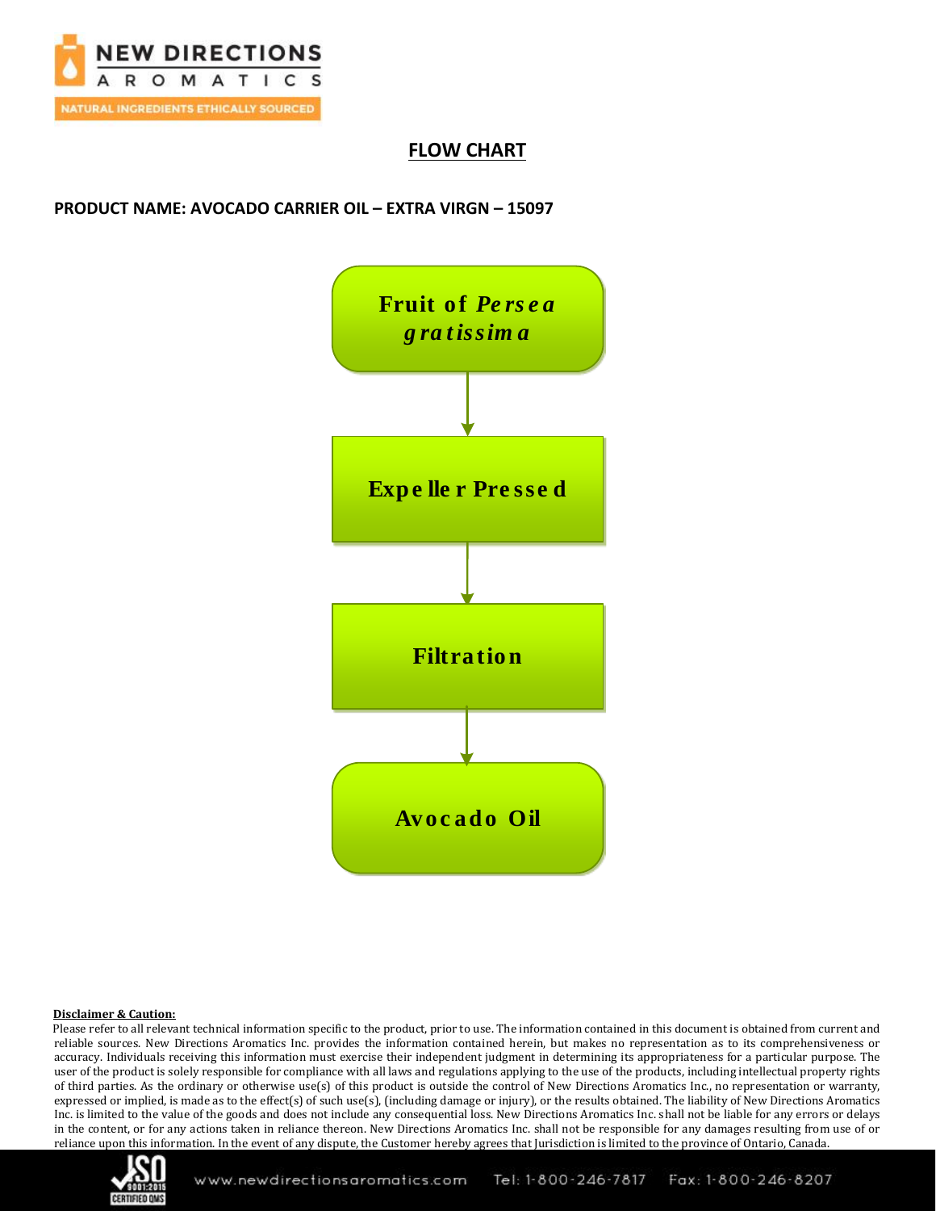## FLOW CHART

**PRODUCT NAME: AVOCADO CARRIER OIL – EXTRA VIRGN – 15097**

**Fruit of *Persea gratissima***

↓

**Expeller Pressed**

↓

**Filtration**

↓

**Avocado Oil**

**Disclaimer & Caution:**

Please refer to all relevant technical information specific to the product, prior to use. The information contained in this document is obtained from current and reliable sources. New Directions Aromatics Inc. provides the information contained herein, but makes no representation as to its comprehensiveness or accuracy. Individuals receiving this information must exercise their independent judgment in determining its appropriateness for a particular purpose. The user of the product is solely responsible for compliance with all laws and regulations applying to the use of the products, including intellectual property rights of third parties. As the ordinary or otherwise use(s) of this product is outside the control of New Directions Aromatics Inc., no representation or warranty, expressed or implied, is made as to the effect(s) of such use(s), (including damage or injury), or the results obtained. The liability of New Directions Aromatics Inc. is limited to the value of the goods and does not include any consequential loss. New Directions Aromatics Inc. shall not be liable for any errors or delays in the content, or for any actions taken in reliance thereon. New Directions Aromatics Inc. shall not be responsible for any damages resulting from use of or reliance upon this information. In the event of any dispute, the Customer hereby agrees that Jurisdiction is limited to the province of Ontario, Canada.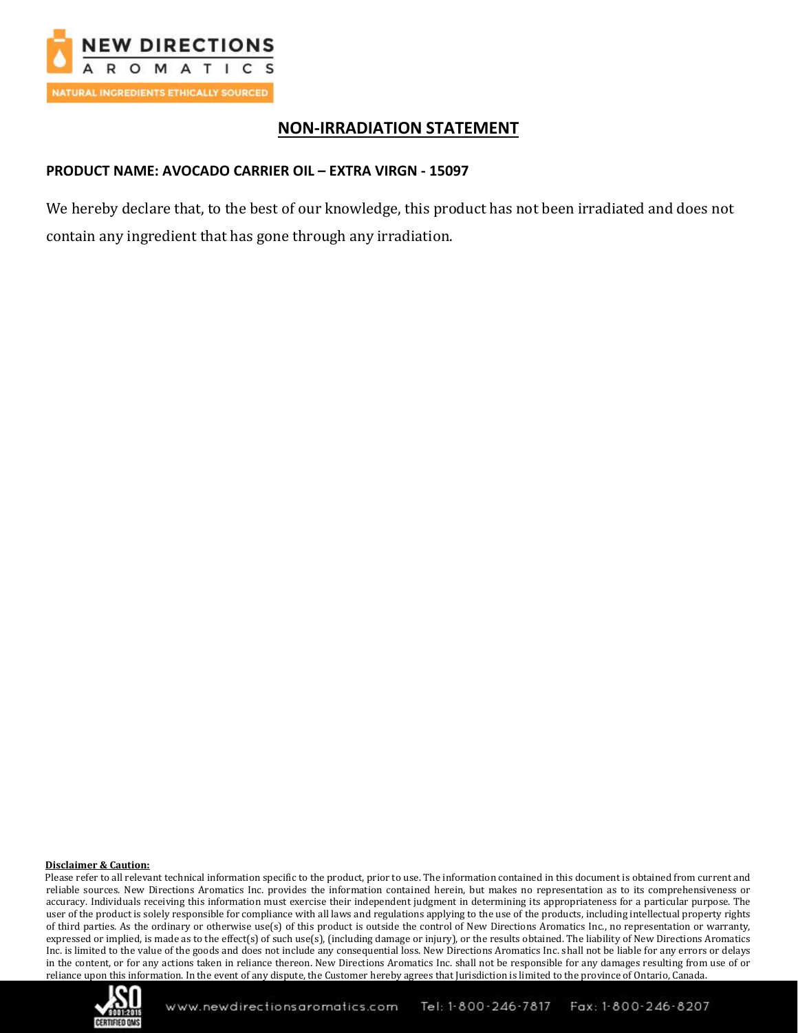# NON-IRRADIATION STATEMENT

**PRODUCT NAME: AVOCADO CARRIER OIL – EXTRA VIRGN - 15097**

We hereby declare that, to the best of our knowledge, this product has not been irradiated and does not contain any ingredient that has gone through any irradiation.

**Disclaimer & Caution:**

Please refer to all relevant technical information specific to the product, prior to use. The information contained in this document is obtained from current and reliable sources. New Directions Aromatics Inc. provides the information contained herein, but makes no representation as to its comprehensiveness or accuracy. Individuals receiving this information must exercise their independent judgment in determining its appropriateness for a particular purpose. The user of the product is solely responsible for compliance with all laws and regulations applying to the use of the products, including intellectual property rights of third parties. As the ordinary or otherwise use(s) of this product is outside the control of New Directions Aromatics Inc., no representation or warranty, expressed or implied, is made as to the effect(s) of such use(s), (including damage or injury), or the results obtained. The liability of New Directions Aromatics Inc. is limited to the value of the goods and does not include any consequential loss. New Directions Aromatics Inc. shall not be liable for any errors or delays in the content, or for any actions taken in reliance thereon. New Directions Aromatics Inc. shall not be responsible for any damages resulting from use of or reliance upon this information. In the event of any dispute, the Customer hereby agrees that Jurisdiction is limited to the province of Ontario, Canada.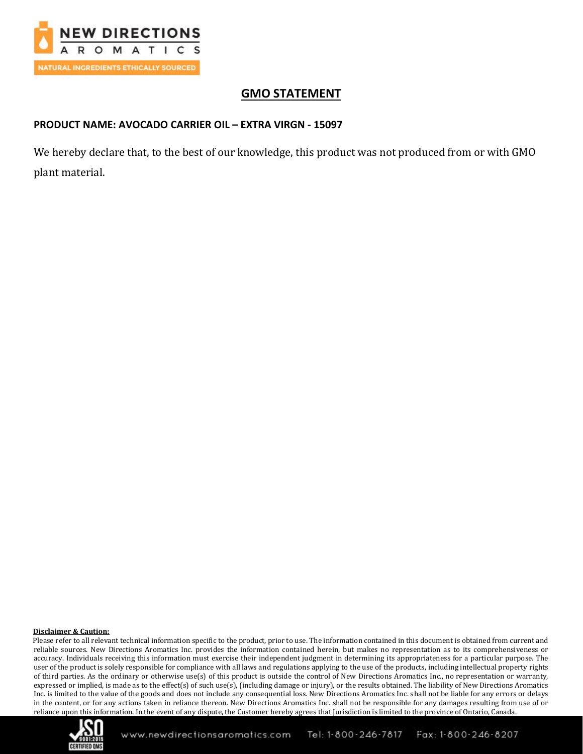# GMO STATEMENT

**PRODUCT NAME: AVOCADO CARRIER OIL – EXTRA VIRGN - 15097**

We hereby declare that, to the best of our knowledge, this product was not produced from or with GMO plant material.

**Disclaimer & Caution:**

Please refer to all relevant technical information specific to the product, prior to use. The information contained in this document is obtained from current and reliable sources. New Directions Aromatics Inc. provides the information contained herein, but makes no representation as to its comprehensiveness or accuracy. Individuals receiving this information must exercise their independent judgment in determining its appropriateness for a particular purpose. The user of the product is solely responsible for compliance with all laws and regulations applying to the use of the products, including intellectual property rights of third parties. As the ordinary or otherwise use(s) of this product is outside the control of New Directions Aromatics Inc., no representation or warranty, expressed or implied, is made as to the effect(s) of such use(s), (including damage or injury), or the results obtained. The liability of New Directions Aromatics Inc. is limited to the value of the goods and does not include any consequential loss. New Directions Aromatics Inc. shall not be liable for any errors or delays in the content, or for any actions taken in reliance thereon. New Directions Aromatics Inc. shall not be responsible for any damages resulting from use of or reliance upon this information. In the event of any dispute, the Customer hereby agrees that Jurisdiction is limited to the province of Ontario, Canada.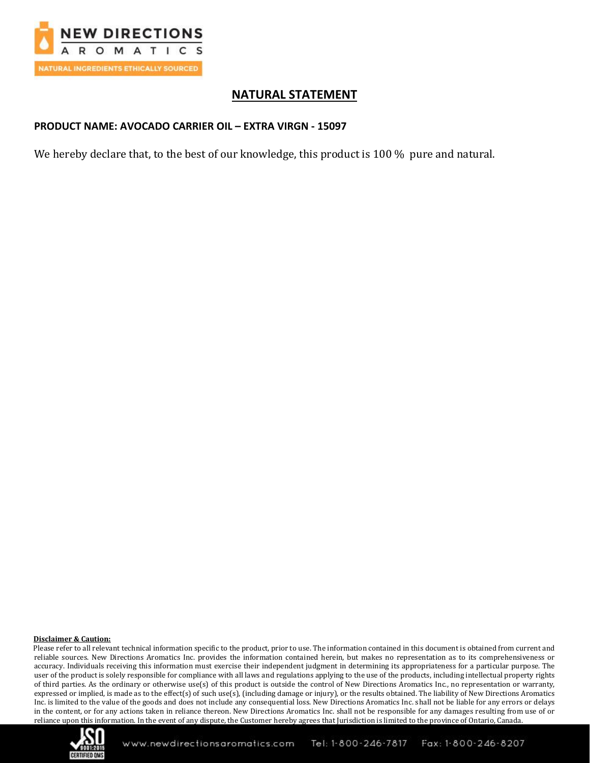## NATURAL STATEMENT

**PRODUCT NAME: AVOCADO CARRIER OIL – EXTRA VIRGN - 15097**

We hereby declare that, to the best of our knowledge, this product is 100 % pure and natural.

**Disclaimer & Caution:**

Please refer to all relevant technical information specific to the product, prior to use. The information contained in this document is obtained from current and reliable sources. New Directions Aromatics Inc. provides the information contained herein, but makes no representation as to its comprehensiveness or accuracy. Individuals receiving this information must exercise their independent judgment in determining its appropriateness for a particular purpose. The user of the product is solely responsible for compliance with all laws and regulations applying to the use of the products, including intellectual property rights of third parties. As the ordinary or otherwise use(s) of this product is outside the control of New Directions Aromatics Inc., no representation or warranty, expressed or implied, is made as to the effect(s) of such use(s), (including damage or injury), or the results obtained. The liability of New Directions Aromatics Inc. is limited to the value of the goods and does not include any consequential loss. New Directions Aromatics Inc. shall not be liable for any errors or delays in the content, or for any actions taken in reliance thereon. New Directions Aromatics Inc. shall not be responsible for any damages resulting from use of or reliance upon this information. In the event of any dispute, the Customer hereby agrees that Jurisdiction is limited to the province of Ontario, Canada.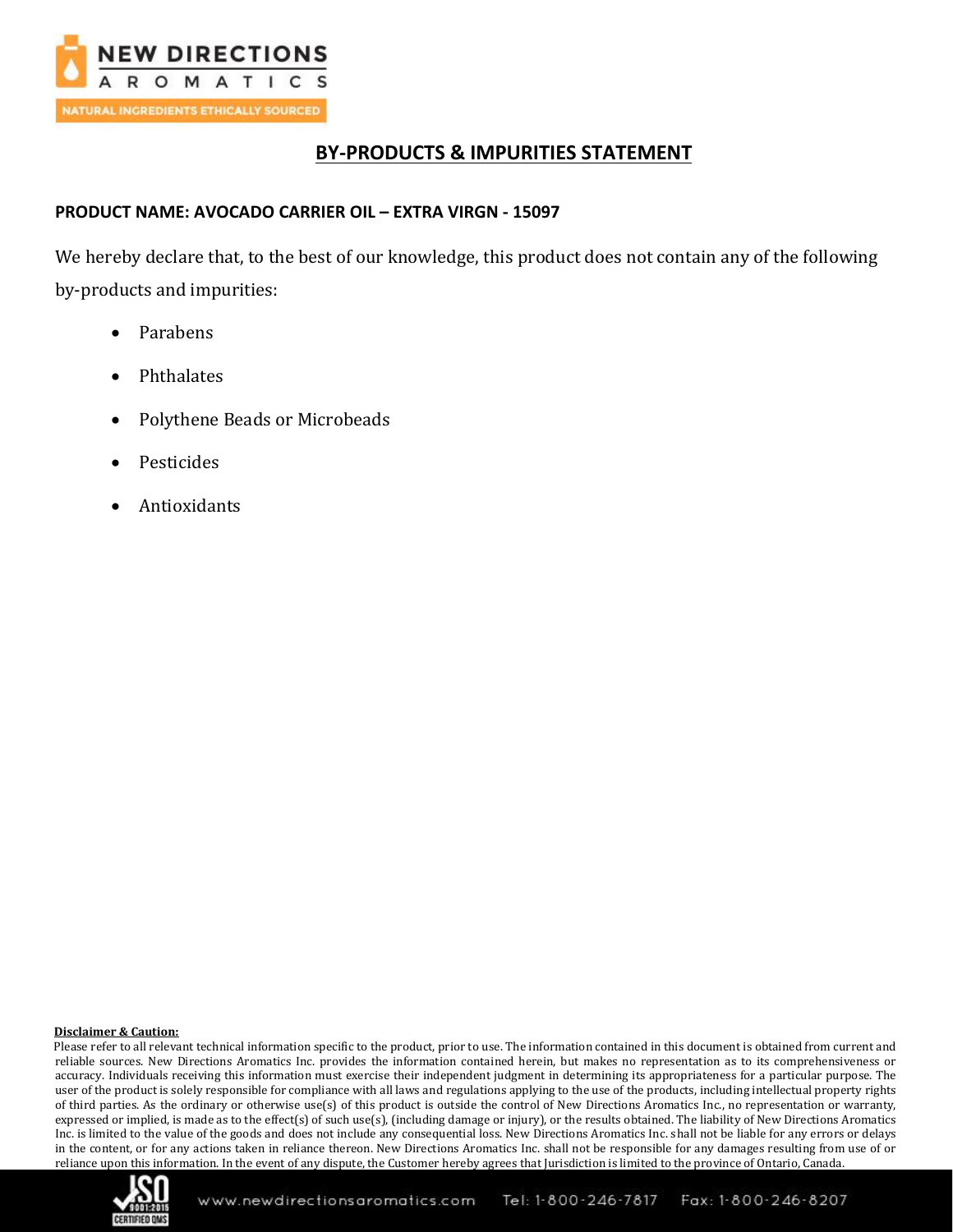## BY-PRODUCTS & IMPURITIES STATEMENT

**PRODUCT NAME: AVOCADO CARRIER OIL – EXTRA VIRGN - 15097**

We hereby declare that, to the best of our knowledge, this product does not contain any of the following by-products and impurities:

- Parabens
- Phthalates
- Polythene Beads or Microbeads
- Pesticides
- Antioxidants

**Disclaimer & Caution:**

Please refer to all relevant technical information specific to the product, prior to use. The information contained in this document is obtained from current and reliable sources. New Directions Aromatics Inc. provides the information contained herein, but makes no representation as to its comprehensiveness or accuracy. Individuals receiving this information must exercise their independent judgment in determining its appropriateness for a particular purpose. The user of the product is solely responsible for compliance with all laws and regulations applying to the use of the products, including intellectual property rights of third parties. As the ordinary or otherwise use(s) of this product is outside the control of New Directions Aromatics Inc., no representation or warranty, expressed or implied, is made as to the effect(s) of such use(s), (including damage or injury), or the results obtained. The liability of New Directions Aromatics Inc. is limited to the value of the goods and does not include any consequential loss. New Directions Aromatics Inc. shall not be liable for any errors or delays in the content, or for any actions taken in reliance thereon. New Directions Aromatics Inc. shall not be responsible for any damages resulting from use of or reliance upon this information. In the event of any dispute, the Customer hereby agrees that Jurisdiction is limited to the province of Ontario, Canada.

www.newdirectionsaromatics.com Tel: 1-800-246-7817 Fax: 1-800-246-8207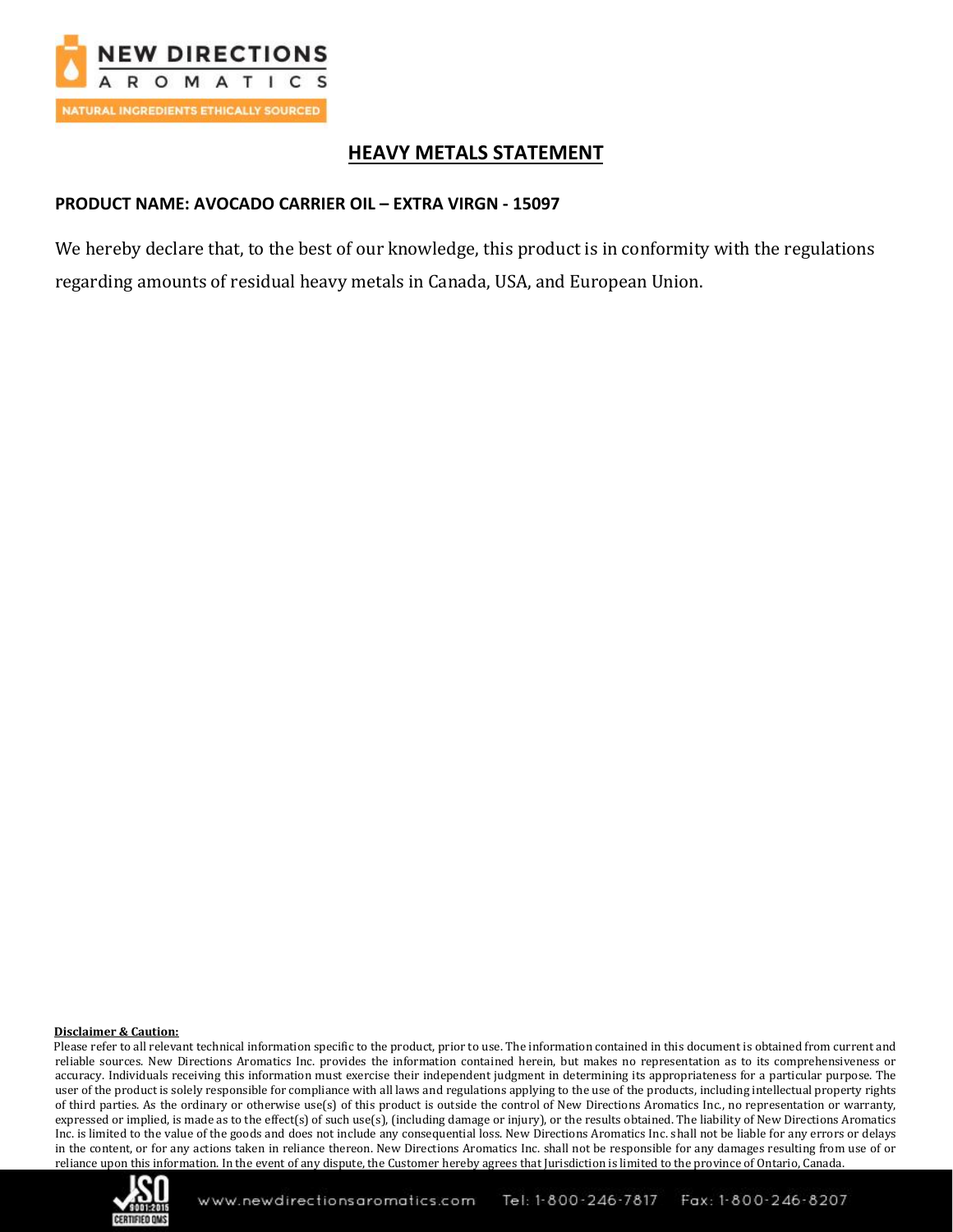# HEAVY METALS STATEMENT

**PRODUCT NAME: AVOCADO CARRIER OIL – EXTRA VIRGN - 15097**

We hereby declare that, to the best of our knowledge, this product is in conformity with the regulations regarding amounts of residual heavy metals in Canada, USA, and European Union.

**Disclaimer & Caution:**

Please refer to all relevant technical information specific to the product, prior to use. The information contained in this document is obtained from current and reliable sources. New Directions Aromatics Inc. provides the information contained herein, but makes no representation as to its comprehensiveness or accuracy. Individuals receiving this information must exercise their independent judgment in determining its appropriateness for a particular purpose. The user of the product is solely responsible for compliance with all laws and regulations applying to the use of the products, including intellectual property rights of third parties. As the ordinary or otherwise use(s) of this product is outside the control of New Directions Aromatics Inc., no representation or warranty, expressed or implied, is made as to the effect(s) of such use(s), (including damage or injury), or the results obtained. The liability of New Directions Aromatics Inc. is limited to the value of the goods and does not include any consequential loss. New Directions Aromatics Inc. shall not be liable for any errors or delays in the content, or for any actions taken in reliance thereon. New Directions Aromatics Inc. shall not be responsible for any damages resulting from use of or reliance upon this information. In the event of any dispute, the Customer hereby agrees that Jurisdiction is limited to the province of Ontario, Canada.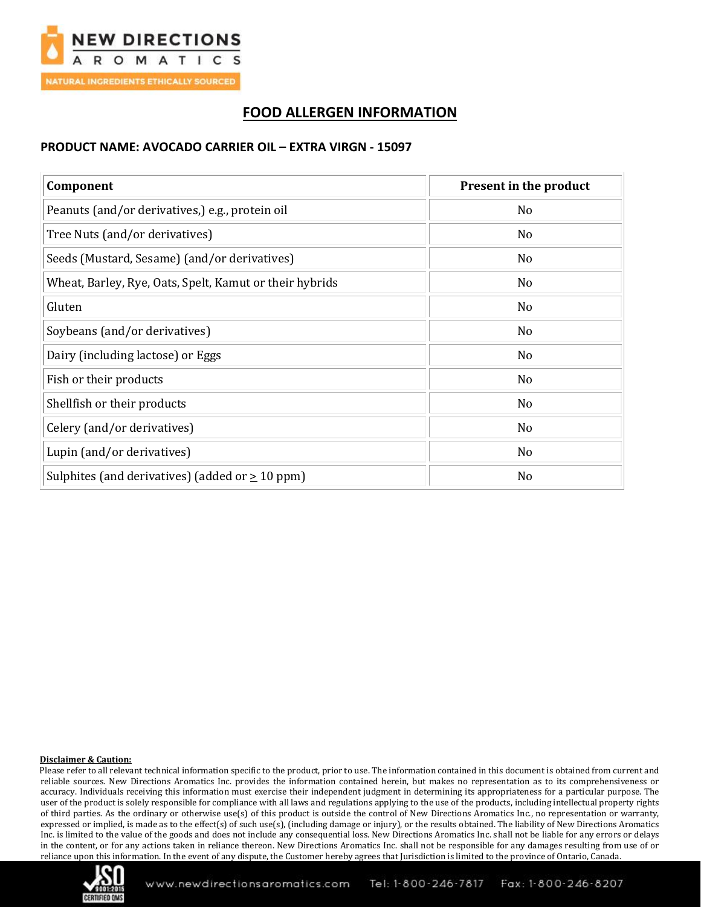# FOOD ALLERGEN INFORMATION

**PRODUCT NAME: AVOCADO CARRIER OIL – EXTRA VIRGN - 15097**

| Component | Present in the product |
|---|---|
| Peanuts (and/or derivatives,) e.g., protein oil | No |
| Tree Nuts (and/or derivatives) | No |
| Seeds (Mustard, Sesame) (and/or derivatives) | No |
| Wheat, Barley, Rye, Oats, Spelt, Kamut or their hybrids | No |
| Gluten | No |
| Soybeans (and/or derivatives) | No |
| Dairy (including lactose) or Eggs | No |
| Fish or their products | No |
| Shellfish or their products | No |
| Celery (and/or derivatives) | No |
| Lupin (and/or derivatives) | No |
| Sulphites (and derivatives) (added or ≥ 10 ppm) | No |

**Disclaimer & Caution:**

Please refer to all relevant technical information specific to the product, prior to use. The information contained in this document is obtained from current and reliable sources. New Directions Aromatics Inc. provides the information contained herein, but makes no representation as to its comprehensiveness or accuracy. Individuals receiving this information must exercise their independent judgment in determining its appropriateness for a particular purpose. The user of the product is solely responsible for compliance with all laws and regulations applying to the use of the products, including intellectual property rights of third parties. As the ordinary or otherwise use(s) of this product is outside the control of New Directions Aromatics Inc., no representation or warranty, expressed or implied, is made as to the effect(s) of such use(s), (including damage or injury), or the results obtained. The liability of New Directions Aromatics Inc. is limited to the value of the goods and does not include any consequential loss. New Directions Aromatics Inc. shall not be liable for any errors or delays in the content, or for any actions taken in reliance thereon. New Directions Aromatics Inc. shall not be responsible for any damages resulting from use of or reliance upon this information. In the event of any dispute, the Customer hereby agrees that Jurisdiction is limited to the province of Ontario, Canada.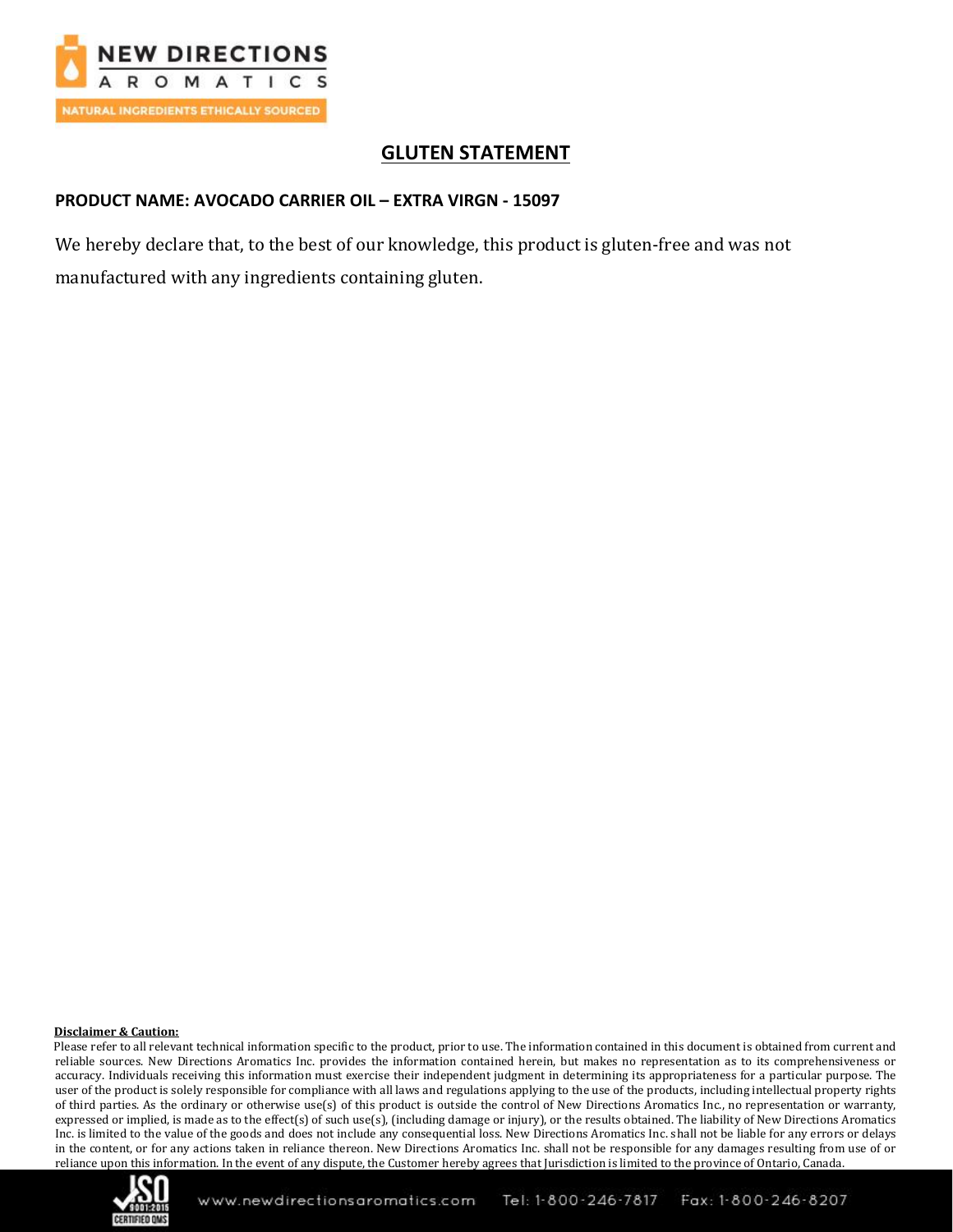NEW DIRECTIONS AROMATICS

NATURAL INGREDIENTS ETHICALLY SOURCED

# GLUTEN STATEMENT

**PRODUCT NAME: AVOCADO CARRIER OIL – EXTRA VIRGN - 15097**

We hereby declare that, to the best of our knowledge, this product is gluten-free and was not manufactured with any ingredients containing gluten.

**Disclaimer & Caution:**

Please refer to all relevant technical information specific to the product, prior to use. The information contained in this document is obtained from current and reliable sources. New Directions Aromatics Inc. provides the information contained herein, but makes no representation as to its comprehensiveness or accuracy. Individuals receiving this information must exercise their independent judgment in determining its appropriateness for a particular purpose. The user of the product is solely responsible for compliance with all laws and regulations applying to the use of the products, including intellectual property rights of third parties. As the ordinary or otherwise use(s) of this product is outside the control of New Directions Aromatics Inc., no representation or warranty, expressed or implied, is made as to the effect(s) of such use(s), (including damage or injury), or the results obtained. The liability of New Directions Aromatics Inc. is limited to the value of the goods and does not include any consequential loss. New Directions Aromatics Inc. shall not be liable for any errors or delays in the content, or for any actions taken in reliance thereon. New Directions Aromatics Inc. shall not be responsible for any damages resulting from use of or reliance upon this information. In the event of any dispute, the Customer hereby agrees that Jurisdiction is limited to the province of Ontario, Canada.

www.newdirectionsaromatics.com Tel: 1-800-246-7817 Fax: 1-800-246-8207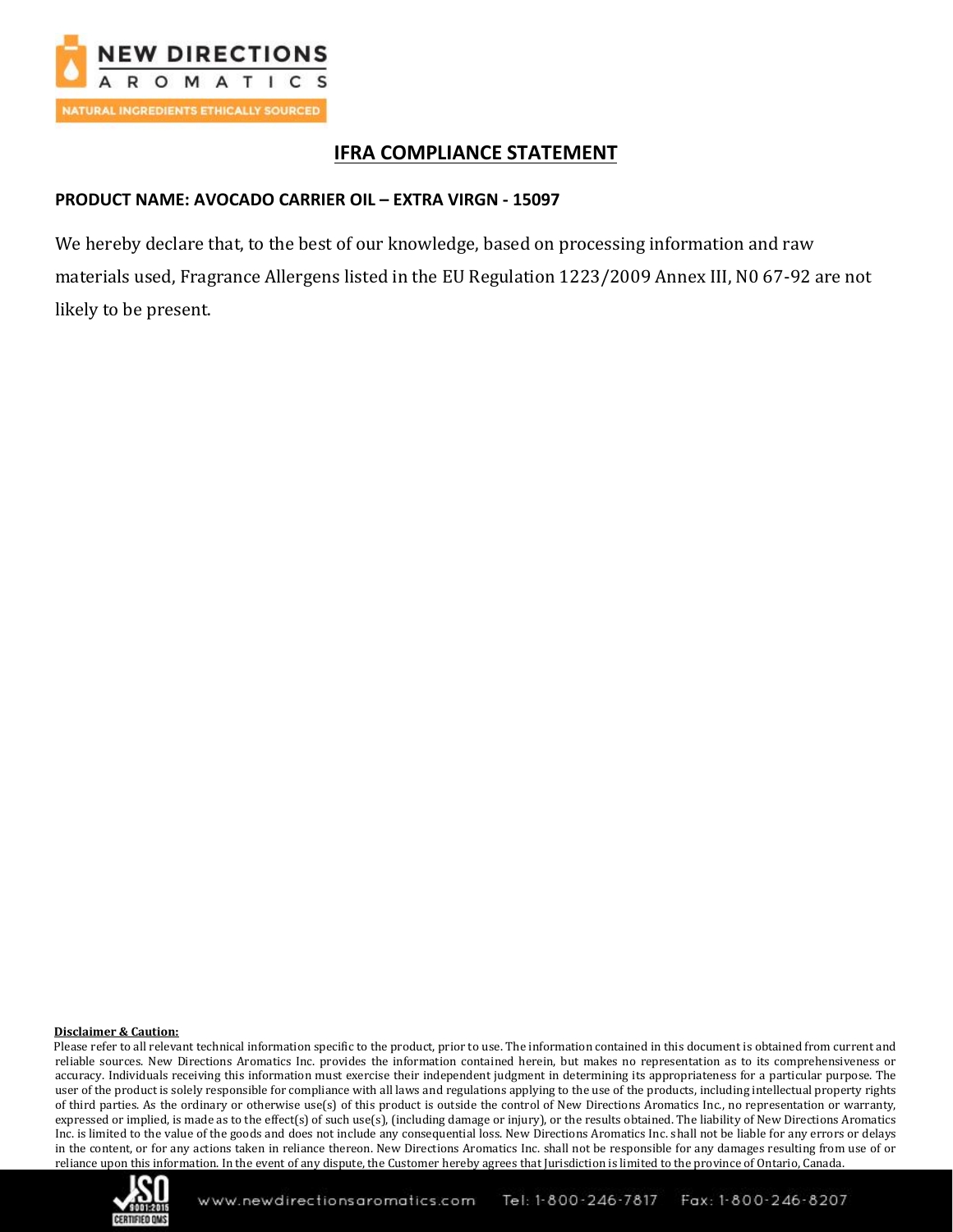# IFRA COMPLIANCE STATEMENT

**PRODUCT NAME: AVOCADO CARRIER OIL – EXTRA VIRGN - 15097**

We hereby declare that, to the best of our knowledge, based on processing information and raw materials used, Fragrance Allergens listed in the EU Regulation 1223/2009 Annex III, N0 67-92 are not likely to be present.

**Disclaimer & Caution:**

Please refer to all relevant technical information specific to the product, prior to use. The information contained in this document is obtained from current and reliable sources. New Directions Aromatics Inc. provides the information contained herein, but makes no representation as to its comprehensiveness or accuracy. Individuals receiving this information must exercise their independent judgment in determining its appropriateness for a particular purpose. The user of the product is solely responsible for compliance with all laws and regulations applying to the use of the products, including intellectual property rights of third parties. As the ordinary or otherwise use(s) of this product is outside the control of New Directions Aromatics Inc., no representation or warranty, expressed or implied, is made as to the effect(s) of such use(s), (including damage or injury), or the results obtained. The liability of New Directions Aromatics Inc. is limited to the value of the goods and does not include any consequential loss. New Directions Aromatics Inc. shall not be liable for any errors or delays in the content, or for any actions taken in reliance thereon. New Directions Aromatics Inc. shall not be responsible for any damages resulting from use of or reliance upon this information. In the event of any dispute, the Customer hereby agrees that Jurisdiction is limited to the province of Ontario, Canada.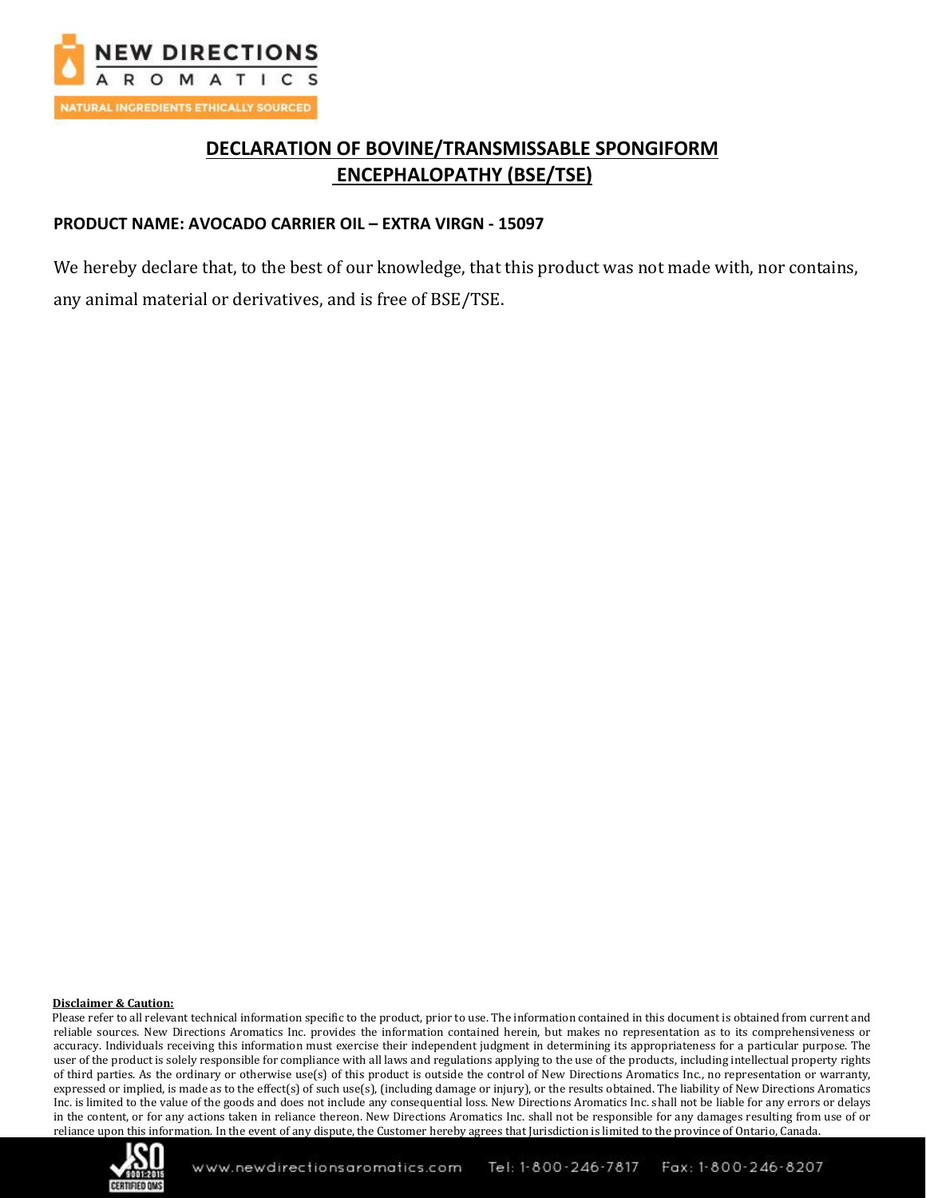# DECLARATION OF BOVINE/TRANSMISSABLE SPONGIFORM ENCEPHALOPATHY (BSE/TSE)

**PRODUCT NAME: AVOCADO CARRIER OIL – EXTRA VIRGN - 15097**

We hereby declare that, to the best of our knowledge, that this product was not made with, nor contains, any animal material or derivatives, and is free of BSE/TSE.

**Disclaimer & Caution:**

Please refer to all relevant technical information specific to the product, prior to use. The information contained in this document is obtained from current and reliable sources. New Directions Aromatics Inc. provides the information contained herein, but makes no representation as to its comprehensiveness or accuracy. Individuals receiving this information must exercise their independent judgment in determining its appropriateness for a particular purpose. The user of the product is solely responsible for compliance with all laws and regulations applying to the use of the products, including intellectual property rights of third parties. As the ordinary or otherwise use(s) of this product is outside the control of New Directions Aromatics Inc., no representation or warranty, expressed or implied, is made as to the effect(s) of such use(s), (including damage or injury), or the results obtained. The liability of New Directions Aromatics Inc. is limited to the value of the goods and does not include any consequential loss. New Directions Aromatics Inc. shall not be liable for any errors or delays in the content, or for any actions taken in reliance thereon. New Directions Aromatics Inc. shall not be responsible for any damages resulting from use of or reliance upon this information. In the event of any dispute, the Customer hereby agrees that Jurisdiction is limited to the province of Ontario, Canada.

www.newdirectionsaromatics.com Tel: 1-800-246-7817 Fax: 1-800-246-8207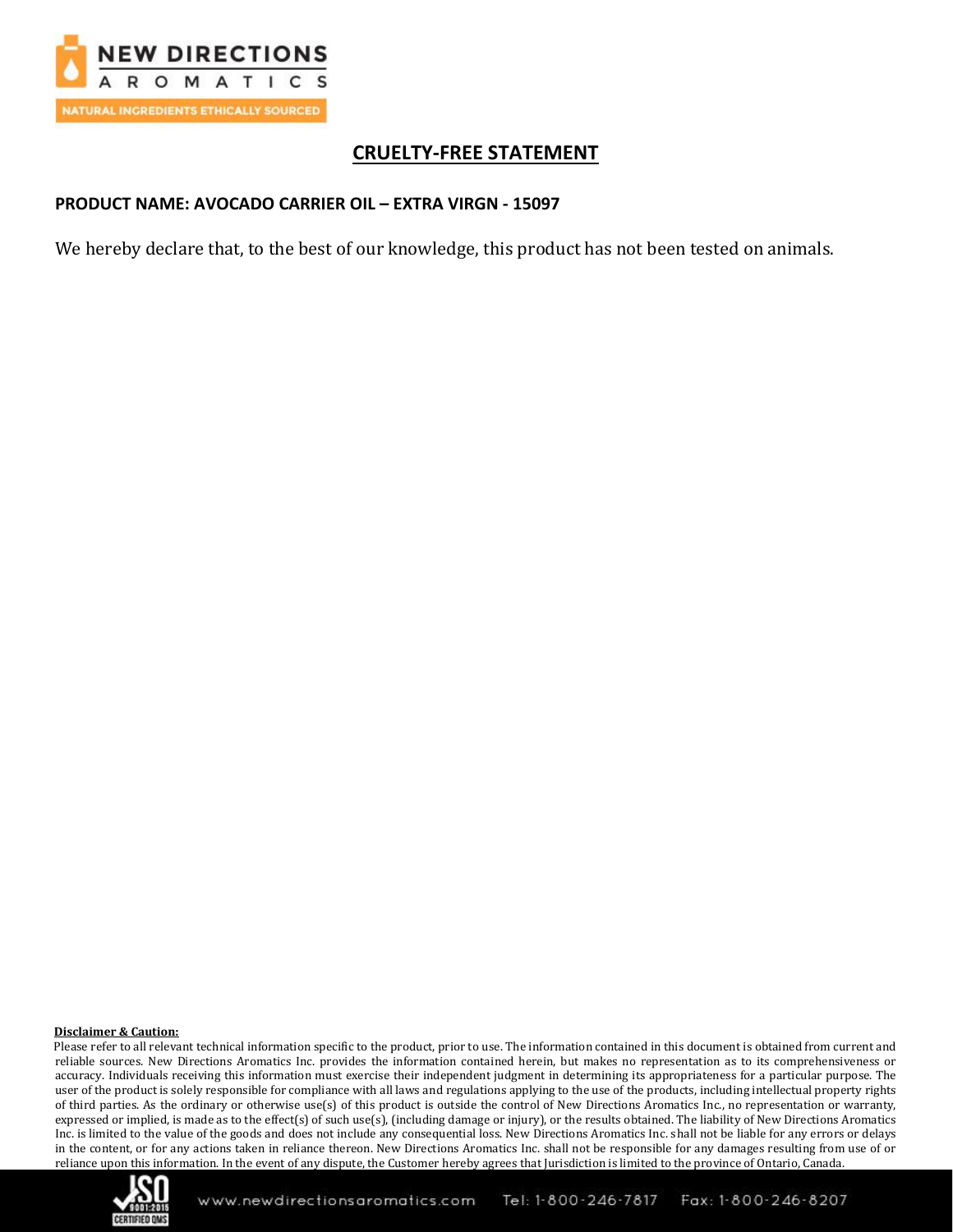## CRUELTY-FREE STATEMENT

**PRODUCT NAME: AVOCADO CARRIER OIL – EXTRA VIRGN - 15097**

We hereby declare that, to the best of our knowledge, this product has not been tested on animals.

**Disclaimer & Caution:**

Please refer to all relevant technical information specific to the product, prior to use. The information contained in this document is obtained from current and reliable sources. New Directions Aromatics Inc. provides the information contained herein, but makes no representation as to its comprehensiveness or accuracy. Individuals receiving this information must exercise their independent judgment in determining its appropriateness for a particular purpose. The user of the product is solely responsible for compliance with all laws and regulations applying to the use of the products, including intellectual property rights of third parties. As the ordinary or otherwise use(s) of this product is outside the control of New Directions Aromatics Inc., no representation or warranty, expressed or implied, is made as to the effect(s) of such use(s), (including damage or injury), or the results obtained. The liability of New Directions Aromatics Inc. is limited to the value of the goods and does not include any consequential loss. New Directions Aromatics Inc. shall not be liable for any errors or delays in the content, or for any actions taken in reliance thereon. New Directions Aromatics Inc. shall not be responsible for any damages resulting from use of or reliance upon this information. In the event of any dispute, the Customer hereby agrees that Jurisdiction is limited to the province of Ontario, Canada.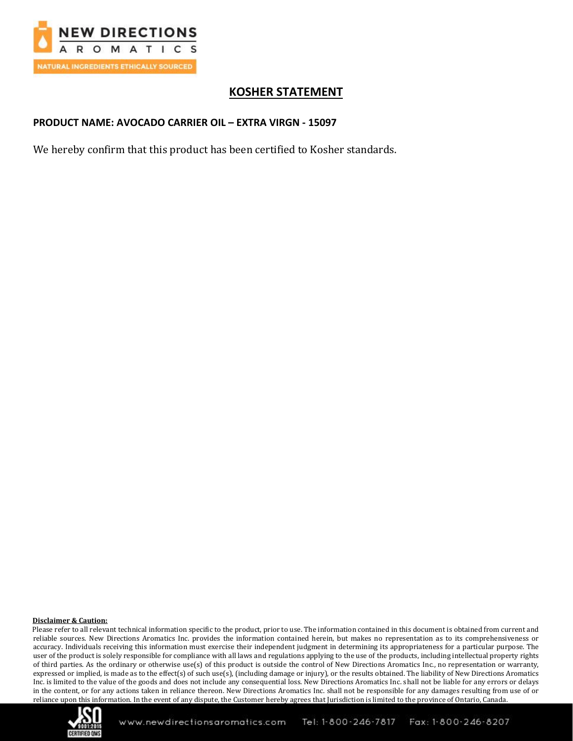## KOSHER STATEMENT

**PRODUCT NAME: AVOCADO CARRIER OIL – EXTRA VIRGN - 15097**

We hereby confirm that this product has been certified to Kosher standards.

**Disclaimer & Caution:**

Please refer to all relevant technical information specific to the product, prior to use. The information contained in this document is obtained from current and reliable sources. New Directions Aromatics Inc. provides the information contained herein, but makes no representation as to its comprehensiveness or accuracy. Individuals receiving this information must exercise their independent judgment in determining its appropriateness for a particular purpose. The user of the product is solely responsible for compliance with all laws and regulations applying to the use of the products, including intellectual property rights of third parties. As the ordinary or otherwise use(s) of this product is outside the control of New Directions Aromatics Inc., no representation or warranty, expressed or implied, is made as to the effect(s) of such use(s), (including damage or injury), or the results obtained. The liability of New Directions Aromatics Inc. is limited to the value of the goods and does not include any consequential loss. New Directions Aromatics Inc. shall not be liable for any errors or delays in the content, or for any actions taken in reliance thereon. New Directions Aromatics Inc. shall not be responsible for any damages resulting from use of or reliance upon this information. In the event of any dispute, the Customer hereby agrees that Jurisdiction is limited to the province of Ontario, Canada.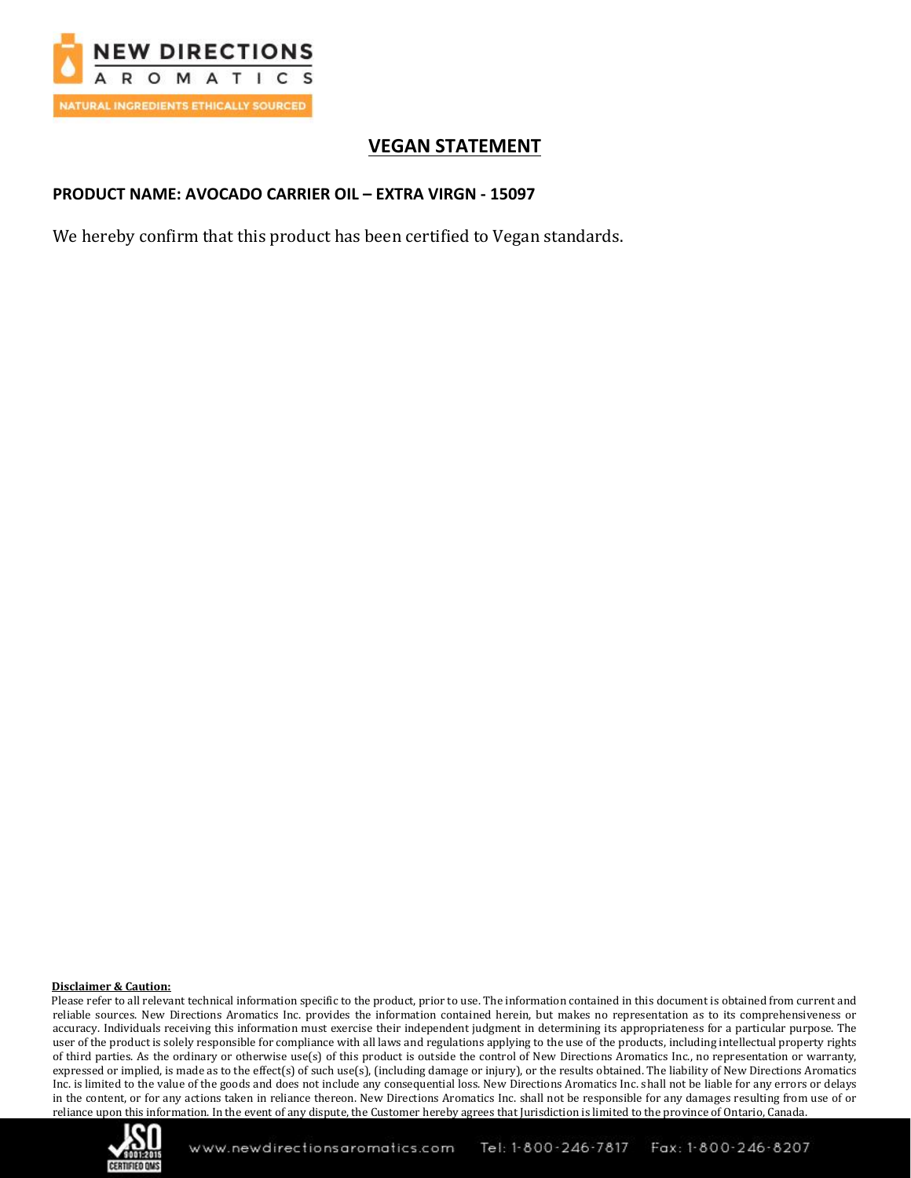# VEGAN STATEMENT

**PRODUCT NAME: AVOCADO CARRIER OIL – EXTRA VIRGN - 15097**

We hereby confirm that this product has been certified to Vegan standards.

**Disclaimer & Caution:**

Please refer to all relevant technical information specific to the product, prior to use. The information contained in this document is obtained from current and reliable sources. New Directions Aromatics Inc. provides the information contained herein, but makes no representation as to its comprehensiveness or accuracy. Individuals receiving this information must exercise their independent judgment in determining its appropriateness for a particular purpose. The user of the product is solely responsible for compliance with all laws and regulations applying to the use of the products, including intellectual property rights of third parties. As the ordinary or otherwise use(s) of this product is outside the control of New Directions Aromatics Inc., no representation or warranty, expressed or implied, is made as to the effect(s) of such use(s), (including damage or injury), or the results obtained. The liability of New Directions Aromatics Inc. is limited to the value of the goods and does not include any consequential loss. New Directions Aromatics Inc. shall not be liable for any errors or delays in the content, or for any actions taken in reliance thereon. New Directions Aromatics Inc. shall not be responsible for any damages resulting from use of or reliance upon this information. In the event of any dispute, the Customer hereby agrees that Jurisdiction is limited to the province of Ontario, Canada.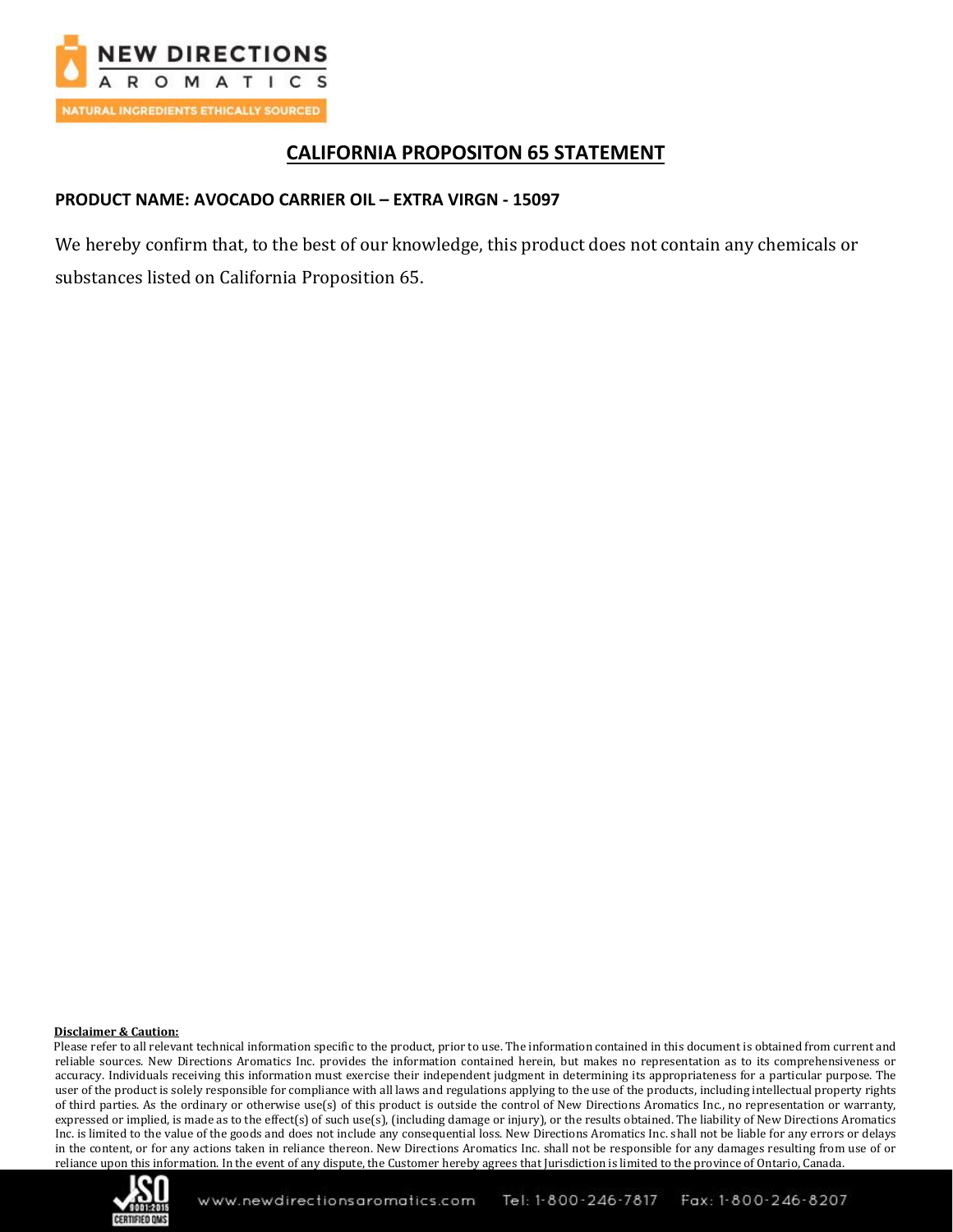# CALIFORNIA PROPOSITON 65 STATEMENT

**PRODUCT NAME: AVOCADO CARRIER OIL – EXTRA VIRGN - 15097**

We hereby confirm that, to the best of our knowledge, this product does not contain any chemicals or substances listed on California Proposition 65.

**Disclaimer & Caution:**

Please refer to all relevant technical information specific to the product, prior to use. The information contained in this document is obtained from current and reliable sources. New Directions Aromatics Inc. provides the information contained herein, but makes no representation as to its comprehensiveness or accuracy. Individuals receiving this information must exercise their independent judgment in determining its appropriateness for a particular purpose. The user of the product is solely responsible for compliance with all laws and regulations applying to the use of the products, including intellectual property rights of third parties. As the ordinary or otherwise use(s) of this product is outside the control of New Directions Aromatics Inc., no representation or warranty, expressed or implied, is made as to the effect(s) of such use(s), (including damage or injury), or the results obtained. The liability of New Directions Aromatics Inc. is limited to the value of the goods and does not include any consequential loss. New Directions Aromatics Inc. shall not be liable for any errors or delays in the content, or for any actions taken in reliance thereon. New Directions Aromatics Inc. shall not be responsible for any damages resulting from use of or reliance upon this information. In the event of any dispute, the Customer hereby agrees that Jurisdiction is limited to the province of Ontario, Canada.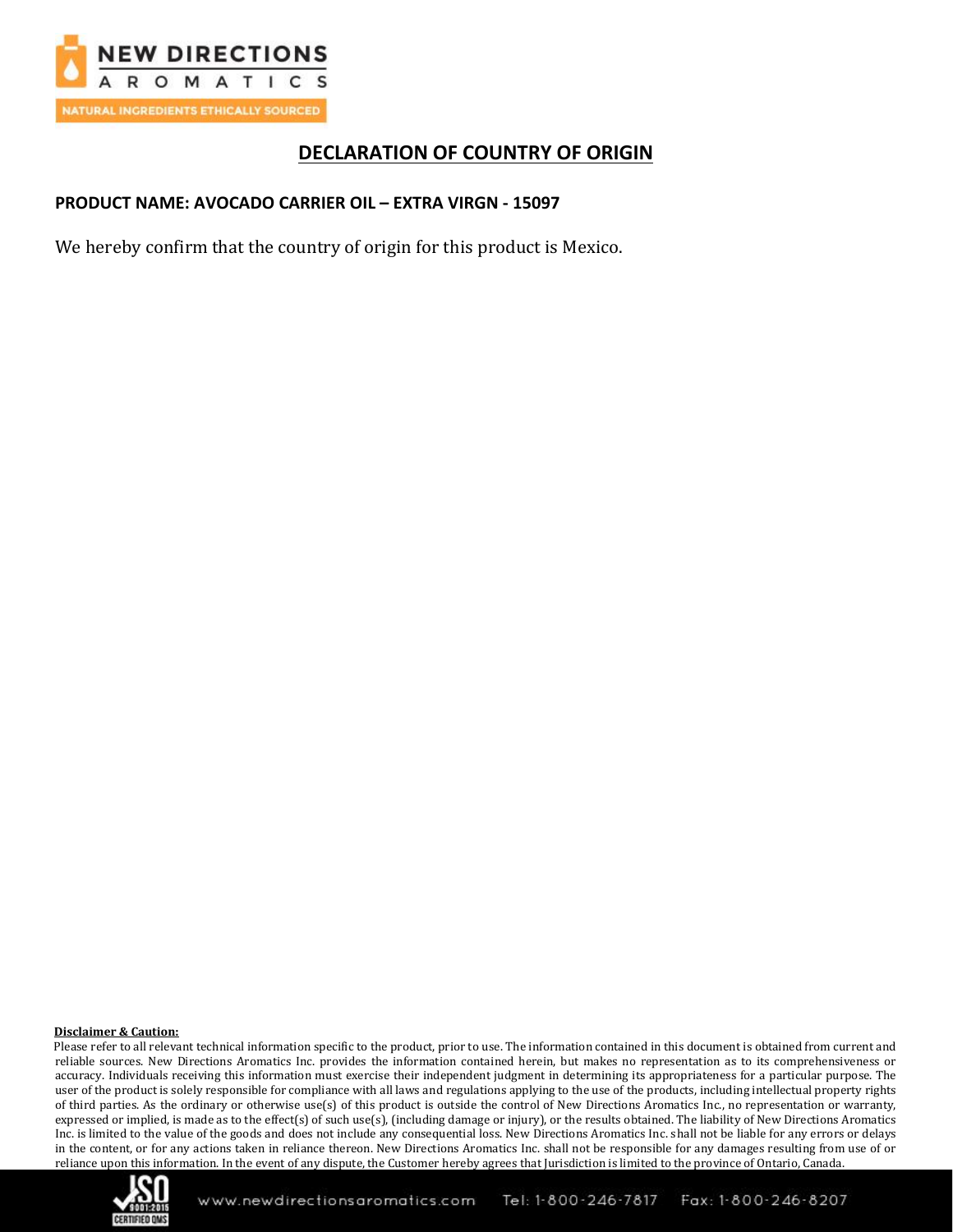## DECLARATION OF COUNTRY OF ORIGIN

**PRODUCT NAME: AVOCADO CARRIER OIL – EXTRA VIRGN - 15097**

We hereby confirm that the country of origin for this product is Mexico.

**Disclaimer & Caution:**

Please refer to all relevant technical information specific to the product, prior to use. The information contained in this document is obtained from current and reliable sources. New Directions Aromatics Inc. provides the information contained herein, but makes no representation as to its comprehensiveness or accuracy. Individuals receiving this information must exercise their independent judgment in determining its appropriateness for a particular purpose. The user of the product is solely responsible for compliance with all laws and regulations applying to the use of the products, including intellectual property rights of third parties. As the ordinary or otherwise use(s) of this product is outside the control of New Directions Aromatics Inc., no representation or warranty, expressed or implied, is made as to the effect(s) of such use(s), (including damage or injury), or the results obtained. The liability of New Directions Aromatics Inc. is limited to the value of the goods and does not include any consequential loss. New Directions Aromatics Inc. shall not be liable for any errors or delays in the content, or for any actions taken in reliance thereon. New Directions Aromatics Inc. shall not be responsible for any damages resulting from use of or reliance upon this information. In the event of any dispute, the Customer hereby agrees that Jurisdiction is limited to the province of Ontario, Canada.